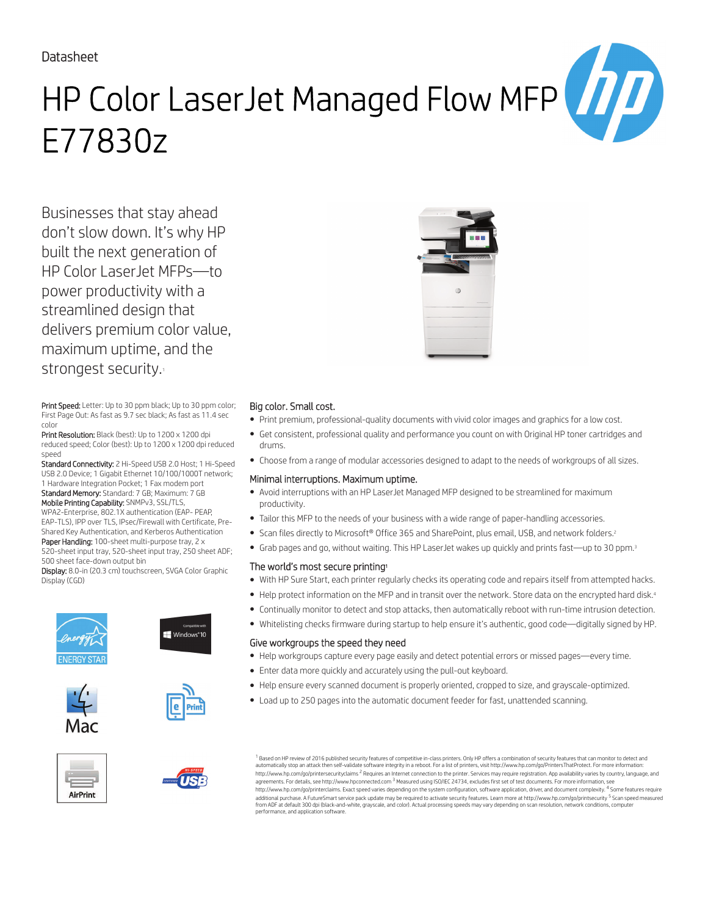Datasheet

# HP Color LaserJet Managed Flow MFP E77830z

Businesses that stay ahead don't slow down. It's why HP built the next generation of HP Color LaserJet MFPs—to power productivity with a streamlined design that delivers premium color value, maximum uptime, and the strongest security.[1]

**Print Speed:** Letter: Up to 30 ppm black; Up to 30 ppm color; First Page Out: As fast as 9.7 sec black; As fast as 11.4 sec color

**Print Resolution:** Black (best): Up to 1200 x 1200 dpi reduced speed; Color (best): Up to 1200 x 1200 dpi reduced speed

**Standard Connectivity:** 2 Hi-Speed USB 2.0 Host; 1 Hi-Speed USB 2.0 Device; 1 Gigabit Ethernet 10/100/1000T network; 1 Hardware Integration Pocket; 1 Fax modem port

**Standard Memory:** Standard: 7 GB; Maximum: 7 GB

**Mobile Printing Capability:** SNMPv3, SSL/TLS, WPA2-Enterprise, 802.1X authentication (EAP- PEAP, EAP-TLS), IPP over TLS, IPsec/Firewall with Certificate, Pre-Shared Key Authentication, and Kerberos Authentication

**Paper Handling:** 100-sheet multi-purpose tray, 2 x 520-sheet input tray, 520-sheet input tray, 250 sheet ADF; 500 sheet face-down output bin

**Display:** 8.0-in (20.3 cm) touchscreen, SVGA Color Graphic Display (CGD)

## Big color. Small cost.

- Print premium, professional-quality documents with vivid color images and graphics for a low cost.
- Get consistent, professional quality and performance you count on with Original HP toner cartridges and drums.
- Choose from a range of modular accessories designed to adapt to the needs of workgroups of all sizes.

## Minimal interruptions. Maximum uptime.

- Avoid interruptions with an HP LaserJet Managed MFP designed to be streamlined for maximum productivity.
- Tailor this MFP to the needs of your business with a wide range of paper-handling accessories.
- Scan files directly to Microsoft® Office 365 and SharePoint, plus email, USB, and network folders.[2]
- Grab pages and go, without waiting. This HP LaserJet wakes up quickly and prints fast—up to 30 ppm.[3]

## The world's most secure printing[1]

- With HP Sure Start, each printer regularly checks its operating code and repairs itself from attempted hacks.
- Help protect information on the MFP and in transit over the network. Store data on the encrypted hard disk.[4]
- Continually monitor to detect and stop attacks, then automatically reboot with run-time intrusion detection.
- Whitelisting checks firmware during startup to help ensure it's authentic, good code—digitally signed by HP.

## Give workgroups the speed they need

- Help workgroups capture every page easily and detect potential errors or missed pages—every time.
- Enter data more quickly and accurately using the pull-out keyboard.
- Help ensure every scanned document is properly oriented, cropped to size, and grayscale-optimized.
- Load up to 250 pages into the automatic document feeder for fast, unattended scanning.

[1] Based on HP review of 2016 published security features of competitive in-class printers. Only HP offers a combination of security features that can monitor to detect and automatically stop an attack then self-validate software integrity in a reboot. For a list of printers, visit http://www.hp.com/go/PrintersThatProtect. For more information: http://www.hp.com/go/printersecurityclaims [2] Requires an Internet connection to the printer. Services may require registration. App availability varies by country, language, and agreements. For details, see http://www.hpconnected.com [3] Measured using ISO/IEC 24734, excludes first set of test documents. For more information, see http://www.hp.com/go/printerclaims. Exact speed varies depending on the system configuration, software application, driver, and document complexity. [4] Some features require additional purchase. A FutureSmart service pack update may be required to activate security features. Learn more at http://www.hp.com/go/printsecurity [5] Scan speed measured from ADF at default 300 dpi (black-and-white, grayscale, and color). Actual processing speeds may vary depending on scan resolution, network conditions, computer performance, and application software.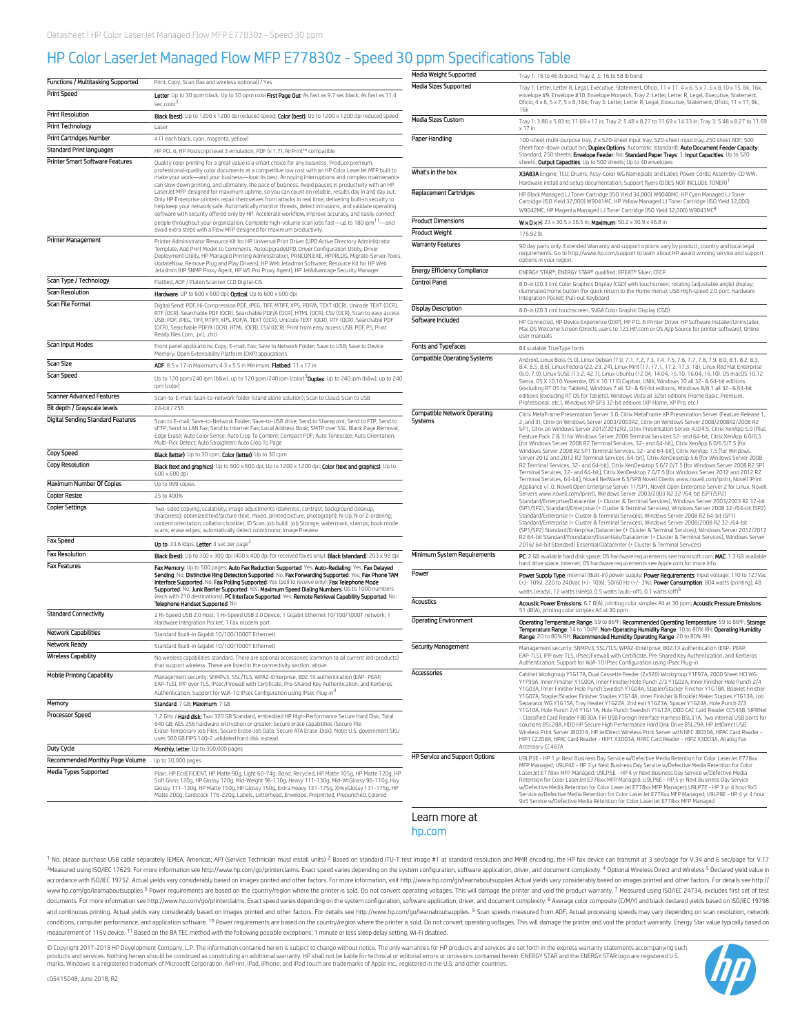# HP Color LaserJet Managed Flow MFP E77830z - Speed 30 ppm Specifications Table

| | |
|---|---|
| Functions / Multitasking Supported | Print, Copy, Scan (fax and wireless optional) / Yes |
| Print Speed | **Letter**: Up to 30 ppm black; Up to 30 ppm color **First Page Out**: As fast as 9.7 sec black; As fast as 11.4 sec color[3] |
| Print Resolution | **Black (best)**: Up to 1200 x 1200 dpi reduced speed; **Color (best)**: Up to 1200 x 1200 dpi reduced speed |
| Print Technology | Laser |
| Print Cartridges Number | 4 (1 each black, cyan, magenta, yellow) |
| Standard Print languages | HP PCL 6, HP Postscript level 3 emulation, PDF (v 1.7), AirPrint™ compatible |
| Printer Smart Software Features | Quality color printing for a great value is a smart choice for any business. Produce premium, professional-quality color documents at a competitive low cost with an HP Color LaserJet MFP built to make your work—and your business—look its best. Annoying interruptions and complex maintenance can slow down printing, and ultimately, the pace of business. Avoid pauses in productivity with an HP LaserJet MFP designed for maximum uptime, so you can count on reliable, results day in and day out. Only HP Enterprise printers repair themselves from attacks in real time, delivering built-in security to help keep your network safe. Automatically monitor threats, detect intrusions, and validate operating software with security offered only by HP. Accelerate workflow, improve accuracy, and easily connect people throughout your organization. Complete high-volume scan jobs fast—up to 180 ipm[11]—and avoid extra steps with a Flow MFP designed for maximum productivity. |
| Printer Management | Printer Administrator Resource Kit for HP Universal Print Driver (UPD Active Directory Administrator Template, Add Print Model to Comments, AutoUpgradeUPD, Driver Configuration Utility, Driver Deployment Utility, HP Managed Printing Administration, PRNCON.EXE, HPPRLOG, Migrate-Server-Tools, UpdateNow, Remove Plug and Play Drivers); HP Web Jetadmin Software; Resource Kit for HP Web Jetadmin (HP SNMP Proxy Agent, HP WS Pro Proxy Agent); HP JetAdvantage Security Manager |
| Scan Type / Technology | Flatbed, ADF / Platen Scanner CCD Digital-CIS |
| Scan Resolution | **Hardware**: UP to 600 x 600 dpi; **Optical**: Up to 600 x 600 dpi |
| Scan File Format | Digital Send: PDF, Hi-Compression PDF, JPEG, TIFF, MTIFF, XPS, PDF/A, TEXT (OCR), Unicode TEXT (OCR), RTF (OCR), Searchable PDF (OCR), Searchable PDF/A (OCR), HTML (OCR), CSV (OCR); Scan to easy access USB: PDF, JPEG, TIFF, MTIFF, XPS, PDF/A, TEXT (OCR), Unicode TEXT (OCR), RTF (OCR), Searchable PDF (OCR), Searchable PDF/A (OCR), HTML (OCR), CSV (OCR); Print from easy access USB: PDF, PS, Print Ready files (.prn, .pcl, .cht) |
| Scan Input Modes | Front panel applications: Copy; E-mail; Fax; Save to Network Folder; Save to USB; Save to Device Memory; Open Extensibility Platform (OXP) applications |
| Scan Size | **ADF**: 8.5 x 17 in Maximum; 4.3 x 5.5 in Minimum; **Flatbed**: 11 x 17 in |
| Scan Speed | Up to 120 ppm/240 ipm (b&w), up to 120 ppm/240 ipm (color)[9] **Duplex**: Up to 240 ipm (b&w), up to 240 ipm (color) |
| Scanner Advanced Features | Scan-to-E-mail; Scan-to-network folder (stand alone solution); Scan to Cloud; Scan to USB |
| Bit depth / Grayscale levels | 24-bit / 256 |
| Digital Sending Standard Features | Scan to E-mail; Save-to-Network Folder; Save-to-USB drive; Send to Sharepoint; Send to FTP; Send to sFTP; Send to LAN Fax; Send to Internet Fax; Local Address Book; SMTP over SSL; Blank Page Removal; Edge Erase; Auto Color Sense; Auto Crop To Content; Compact PDF; Auto Tonescale; Auto Orientation; Multi-Pick Detect; Auto Straighten; Auto Crop To Page |
| Copy Speed | **Black (letter)**: Up to 30 cpm; **Color (letter)**: Up to 30 cpm |
| Copy Resolution | **Black (text and graphics)**: Up to 600 x 600 dpi; Up to 1200 x 1200 dpi; **Color (text and graphics)**: Up to 600 x 600 dpi |
| Maximum Number Of Copies | Up to 999 copies |
| Copier Resize | 25 to 400% |
| Copier Settings | Two-sided copying; scalability; image adjustments (darkness, contrast, background cleanup, sharpness); optimized text/picture (text, mixed, printed picture, photograph); N-Up; N or Z-ordering; content orientation; collation; booklet; ID Scan; job build; job Storage; watermark; stamps; book mode scans; erase edges; automatically detect color/mono; image Preview |
| Fax Speed | **Up to**: 33.6 kbps; **Letter**: 3 sec per page[2] |
| Fax Resolution | **Black (best)**: Up to 300 x 300 dpi (400 x 400 dpi for received faxes only); **Black (standard)**: 203 x 98 dpi |
| Fax Features | **Fax Memory**: Up to 500 pages; **Auto Fax Reduction Supported**: Yes; **Auto-Redialing**: Yes; **Fax Delayed Sending**: No; **Distinctive Ring Detection Supported**: No; **Fax Forwarding Supported**: Yes; **Fax Phone TAM Interface Supported**: No; **Fax Polling Supported**: Yes (poll to receive only); **Fax Telephone Mode Supported**: No; **Junk Barrier Supported**: Yes; **Maximum Speed Dialing Numbers**: Up to 1000 numbers (each with 210 destinations); **PC Interface Supported**: Yes; **Remote Retrieval Capability Supported**: No; **Telephone Handset Supported**: No |
| Standard Connectivity | 2 Hi-Speed USB 2.0 Host; 1 Hi-Speed USB 2.0 Device; 1 Gigabit Ethernet 10/100/1000T network; 1 Hardware Integration Pocket; 1 Fax modem port |
| Network Capabilities | Standard (built-in Gigabit 10/100/1000T Ethernet) |
| Network Ready | Standard (built-in Gigabit 10/100/1000T Ethernet) |
| Wireless Capability | No wireless capabilities standard. There are optional accessories (common to all current Jedi products) that support wireless. These are listed in the connectivity section, above. |
| Mobile Printing Capability | Management security: SNMPv3, SSL/TLS, WPA2-Enterprise, 802.1X authentication (EAP- PEAP, EAP-TLS), IPP over TLS, IPsec/Firewall with Certificate, Pre-Shared Key Authentication, and Kerberos Authentication; Support for WJA-10 IPsec Configuration using IPsec Plug-in[4] |
| Memory | **Standard**: 7 GB; **Maximum**: 7 GB |
| Processor Speed | 1.2 GHz / **Hard disk**: Two 320 GB Standard, embedded HP High-Performance Secure Hard Disk, Total 640 GB; AES 256 hardware encryption or greater; Secure erase capabilities (Secure File Erase-Temporary Job Files, Secure Erase-Job Data, Secure ATA Erase-Disk). Note: U.S. government SKU uses 500 GB FIPS 140-2 validated hard disk instead. |
| Duty Cycle | **Monthly, letter**: Up to 300,000 pages |
| Recommended Monthly Page Volume | Up to 30,000 pages |
| Media Types Supported | Plain, HP EcoEFFICIENT, HP Matte 90g, Light 60-74g, Bond, Recycled, HP Matte 105g, HP Matte 120g, HP Soft Gloss 120g, HP Glossy 120g, Mid-Weight 96-110g, Heavy 111-130g, Mid-WtGlossy 96-110g, Hvy Glossy 111-130g, HP Matte 150g, HP Glossy 150g, Extra Heavy 131-175g, XHvyGlossy 131-175g, HP Matte 200g, Cardstock 176-220g, Labels, Letterhead, Envelope, Preprinted, Prepunched, Colored |
| Media Weight Supported | Tray 1: 16 to 46 lb bond; Tray 2, 3: 16 to 58 lb bond |
| Media Sizes Supported | Tray 1: Letter, Letter R, Legal, Executive, Statement, Oficio, 11 x 17, 4 x 6, 5 x 7, 5 x 8, 10 x 15, 8k, 16k, envelope #9, Envelope #10, Envelope Monarch, Tray 2: Letter, Letter R, Legal, Executive, Statement, Oficio, 4 x 6, 5 x 7, 5 x 8, 16k; Tray 3: Letter, Letter R, Legal, Executive, Statement, Oficio, 11 x 17, 8k, 16k |
| Media Sizes Custom | Tray 1: 3.86 x 5.83 to 11.69 x 17 in; Tray 2: 5.48 x 8.27 to 11.69 x 14.33 in; Tray 3: 5.48 x 8.27 to 11.69 x 17 in |
| Paper Handling | 100-sheet multi-purpose tray, 2 x 520-sheet input tray, 520-sheet input tray, 250 sheet ADF; 500 sheet face-down output bin; **Duplex Options**: Automatic (standard); **Auto Document Feeder Capacity**: Standard, 250 sheets; **Envelope Feeder**: No; **Standard Paper Trays**: 3; **Input Capacities**: Up to 520 sheets; **Output Capacities**: Up to 500 sheets; Up to 40 envelopes |
| What's in the box | **X3A83A** Engine; TCU; Drums; Assy-Color WG Nameplate and Label; Power Cords; Assembly-CD WW; Hardware install and setup documentation; Support flyers (DOES NOT INCLUDE TONER)[1] |
| Replacement Cartridges | HP Black Managed LJ Toner Cartridge (ISO Yield 34,000) W9040MC, HP Cyan Managed LJ Toner Cartridge (ISO Yield 32,000) W9041MC, HP Yellow Managed LJ Toner Cartridge (ISO Yield 32,000) W9042MC, HP Magenta Managed LJ Toner Cartridge (ISO Yield 32,000) W9043MC[8] |
| Product Dimensions | **W x D x H**: 23 x 30.5 x 36.5 in; **Maximum**: 50.2 x 30.9 x 46.8 in |
| Product Weight | 176.92 lb |
| Warranty Features | 90 day parts only. Extended Warranty and support options vary by product, country and local legal requirements. Go to http://www.hp.com/support to learn about HP award winning service and support options in your region. |
| Energy Efficiency Compliance | ENERGY STAR®; ENERGY STAR® qualified; EPEAT® Silver; CECP |
| Control Panel | 8.0-in (20.3 cm) Color Graphics Display (CGD) with touchscreen; rotating (adjustable angle) display; illuminated Home button (for quick return to the Home menu); USB High-speed 2.0 port; Hardware Integration Pocket; Pull-out Keyboard |
| Display Description | 8.0-in (20.3 cm) touchscreen, SVGA Color Graphic Display (CGD) |
| Software Included | HP Connected, HP Device Experience (DXP), HP PCL 6 Printer Driver, HP Software Installer/Uninstaller, Mac OS Welcome Screen (Directs users to 123.HP.com or OS App Source for printer software), Online user manuals |
| Fonts and Typefaces | 84 scalable TrueType fonts |
| Compatible Operating Systems | Android, Linux Boss (5.0), Linux Debian (7.0, 7.1, 7.2, 7.3, 7.4, 7.5, 7.6, 7.7, 7.8, 7.9, 8.0, 8.1, 8.2, 8.3, 8.4, 8.5, 8.6), Linux Fedora (22, 23, 24), Linux Mint (17, 17.1, 17.2, 17.3, 18), Linux Red Hat Enterprise (6.0, 7.0), Linux SUSE (13.2, 42.1), Linux Ubuntu (12.04, 14.04, 15.10, 16.04, 16.10), OS macOS 10.12 Sierra, OS X 10.10 Yosemite, OS X 10.11 El Capitan, UNIX, Windows 10 all 32- & 64-bit editions (excluding RT OS for Tablets), Windows 7 all 32- & 64-bit editions, Windows 8/8.1 all 32- & 64-bit editions (excluding RT OS for Tablets), Windows Vista all 32bit editions (Home Basic, Premium, Professional, etc.), Windows XP SP3 32-bit editions (XP Home, XP Pro, etc.) |
| Compatible Network Operating Systems | Citrix MetaFrame Presentation Server 3.0, Citrix MetaFrame XP Presentation Server (Feature Release 1, 2, and 3), Citrix on Windows Server 2003/2003R2; Citrix on Windows Server 2008/2008R2/2008 R2 SP1, Citrix on Windows Server 2012/2012R2, Citrix Presentation Server 4.0/4.5, Citrix XenApp 5.0 (Plus Feature Pack 2 & 3) for Windows Server 2008 Terminal Services 32- and 64-bit, Citrix XenApp 6.0/6.5 [for Windows Server 2008 R2 Terminal Services, 32- and 64-bit], Citrix XenApp 6.0/6.5/7.5 [for Windows Server 2008 R2 SP1 Terminal Services, 32- and 64-bit], Citrix XenApp 7.5 [for Windows Server 2012 and 2012 R2 Terminal Services, 64-bit], Citrix XenDesktop 5.6 [for Windows Server 2008 R2 Terminal Services, 32- and 64-bit], Citrix XenDesktop 5.6/7.0/7.5 [for Windows Server 2008 R2 SP1 Terminal Services, 32- and 64-bit], Citrix XenDesktop 7.0/7.5 [for Windows Server 2012 and 2012 R2 Terminal Services, 64-bit], Novell NetWare 6.5/SP8 Novell Clients www.novell.com/iprint, Novell iPrint Appliance v1.0, Novell Open Enterprise Server 11/SP1, Novell Open Enterprise Server 2 for Linux, Novell Servers www.novell.com/iprint), Windows Server 2003/2003 R2 32-/64-bit (SP1/SP2) Standard/Enterprise/Datacenter (+ Cluster & Terminal Services), Windows Server 2003/2003 R2 32-bit (SP1/SP2), Standard/Enterprise (+ Cluster & Terminal Services), Windows Server 2008 32-/64-bit (SP2) Standard/Enterprise (+ Cluster & Terminal Services), Windows Server 2008 R2 64-bit (SP1) Standard/Enterprise (+ Cluster & Terminal Services), Windows Server 2008/2008 R2 32-/64-bit (SP1/SP2) Standard/Enterprise/Datacenter (+ Cluster & Terminal Services), Windows Server 2012/2012 R2 64-bit Standard/Foundation/Essentials/Datacenter (+ Cluster & Terminal Services), Windows Server 2016/ 64-bit Standard/ Essential/Datacenter (+ Cluster & Terminal Services) |
| Minimum System Requirements | **PC**: 2 GB available hard disk space; OS hardware requirements see microsoft.com; **MAC**: 1.3 GB available hard drive space; Internet; OS hardware requirements see Apple.com for more info |
| Power | **Power Supply Type**: Internal (Built-in) power supply; **Power Requirements**: Input voltage: 110 to 127Vac (+/- 10%), 220 to 240Vac (+/- 10%), 50/60 Hz (+/- 3%); **Power Consumption**: 804 watts (printing), 48 watts (ready), 12 watts (sleep), 0.5 watts (auto-off), 0.1 watts (off)[6] |
| Acoustics | **Acoustic Power Emissions**: 6.7 B(A), printing color simplex A4 at 30 ppm; **Acoustic Pressure Emissions**: 51 dB(A), printing color simplex A4 at 30 ppm |
| Operating Environment | **Operating Temperature Range**: 59 to 86ºF; **Recommended Operating Temperature**: 59 to 86ºF; **Storage Temperature Range**: 14 to 104ºF; **Non-Operating Humidity Range**: 10 to 80% RH; **Operating Humidity Range**: 20 to 80% RH; **Recommended Humidity Operating Range**: 20 to 80% RH |
| Security Management | Management security: SNMPv3, SSL/TLS, WPA2-Enterprise, 802.1X authentication (EAP- PEAP, EAP-TLS), IPP over TLS, IPsec/Firewall with Certificate, Pre-Shared Key Authentication, and Kerberos Authentication; Support for WJA-10 IPsec Configuration using IPsec Plug-in |
| Accessories | Cabinet Workgroup Y1G17A, Dual Cassette Feeder (2x520) Workgroup Y1F97A, 2000 Sheet HCI WG Y1F99A, Inner Finisher Y1G00A, Inner Finisher Hole Punch 2/3 Y1G02A, Inner Finisher Hole Punch 2/4 Y1G03A, Inner Finisher Hole Punch Swedish Y1G04A, Stapler/Stacker Finisher Y1G18A, Booklet Finisher Y1G07A, Stapler/Stacker Finisher Staples Y1G14A, Inner Finisher & Booklet Maker Staples Y1G13A, Job Separator WG Y1G15A, Tray Heater Y1G22A, 2nd exit Y1G23A, Spacer Y1G24A, Hole Punch 2/3 Y1G10A, Hole Punch 2/4 Y1G11A, Hole Punch Swedish Y1G12A, DOD CAC Card Reader CC543B, SIPRNet - Classified Card Reader F8B30A, FIH USB Foreign Interface Harness B5L31A, Two internal USB ports for solutions B5L28A, HDD HP Secure High Performance Hard Disk Drive B5L29A, HP JetDirect USB Wireless Print Server J8031A, HP JetDirect Wireless Print Server with NFC J8030A, HPAC Card Reader - HIP1 CZ208A, HPAC Card Reader - HIP1 X3D03A, HPAC Card Reader - HIP2 X3D03A, Analog Fax Accessory CC487A |
| HP Service and Support Options | U9LP3E - HP 1 yr Next Business Day Service w/Defective Media Retention for Color LaserJet E778xx MFP Managed; U9LP4E - HP 3 yr Next Business Day Service w/Defective Media Retention for Color LaserJet E778xx MFP Managed; U9LP5E - HP 4 yr Next Business Day Service w/Defective Media Retention for Color LaserJet E778xx MFP Managed; U9LP6E - HP 5 yr Next Business Day Service w/Defective Media Retention for Color LaserJet E778xx MFP Managed; U9LP7E - HP 3 yr 4 hour 9x5 Service w/Defective Media Retention for Color LaserJet E778xx MFP Managed; U9LP8E - HP 4 yr 4 hour 9x5 Service w/Defective Media Retention for Color LaserJet E778xx MFP Managed |

Learn more at
hp.com

[1] No, please purchase USB cable separately (EMEA, Americas; AP) (Service Technician must install units) [2] Based on standard ITU-T test image #1 at standard resolution and MMR encoding, the HP fax device can transmit at 3 sec/page for V.34 and 6 sec/page for V.17 [3] Measured using ISO/IEC 17629. For more information see http://www.hp.com/go/printerclaims. Exact speed varies depending on the system configuration, software application, driver, and document complexity. [4] Optional Wireless Direct and Wireless [5] Declared yield value in accordance with ISO/IEC 19752. Actual yields vary considerably based on images printed and other factors. For more information, visit http://www.hp.com/go/learnaboutsupplies Actual yields vary considerably based on images printed and other factors. For details see http://www.hp.com/go/learnaboutsupplies [6] Power requirements are based on the country/region where the printer is sold. Do not convert operating voltages. This will damage the printer and void the product warranty. [7] Measured using ISO/IEC 24734, excludes first set of test documents. For more information see http://www.hp.com/go/printerclaims. Exact speed varies depending on the system configuration, software application, driver, and document complexity. [8] Average color composite (C/M/Y) and black declared yields based on ISO/IEC 19798 and continuous printing. Actual yields vary considerably based on images printed and other factors. For details see http://www.hp.com/go/learnaboutsupplies. [9] Scan speeds measured from ADF. Actual processing speeds may vary depending on scan resolution, network conditions, computer performance, and application software. [10] Power requirements are based on the country/region where the printer is sold. Do not convert operating voltages. This will damage the printer and void the product warranty. Energy Star value typically based on measurement of 115V device. [11] Based on the BA TEC method with the following possible exceptions: 1 minute or less sleep delay setting, Wi-Fi disabled.

© Copyright 2017-2018 HP Development Company, L.P. The information contained herein is subject to change without notice. The only warranties for HP products and services are set forth in the express warranty statements accompanying such products and services. Nothing herein should be construed as constituting an additional warranty. HP shall not be liable for technical or editorial errors or omissions contained herein. ENERGY STAR and the ENERGY STAR logo are registered U.S. marks. Windows is a registered trademark of Microsoft Corporation. AirPrint, iPad, iPhone, and iPod touch are trademarks of Apple Inc., registered in the U.S. and other countries.

c05415048, June 2018, R2